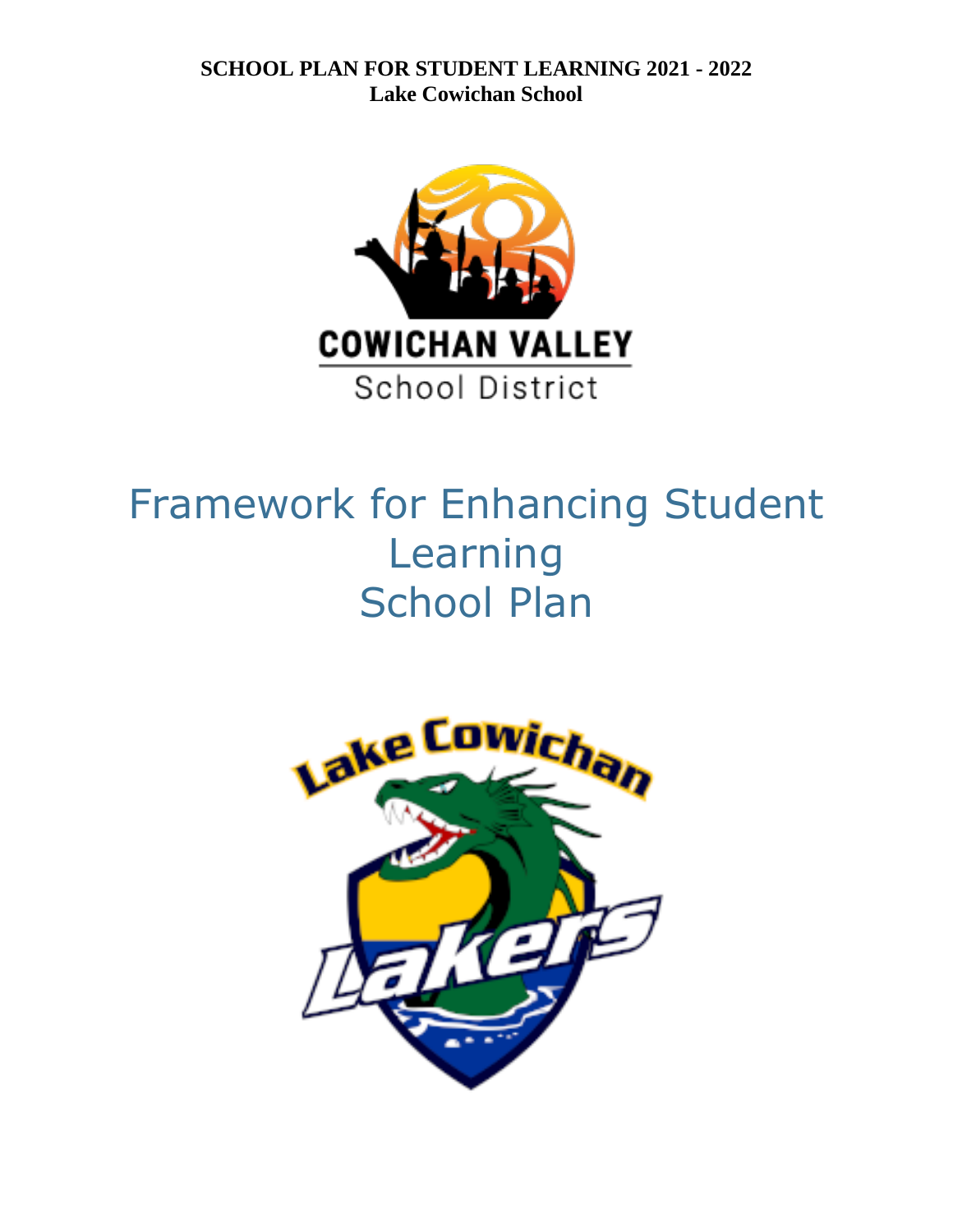**SCHOOL PLAN FOR STUDENT LEARNING 2021 - 2022**
**Lake Cowichan School**

# Framework for Enhancing Student Learning School Plan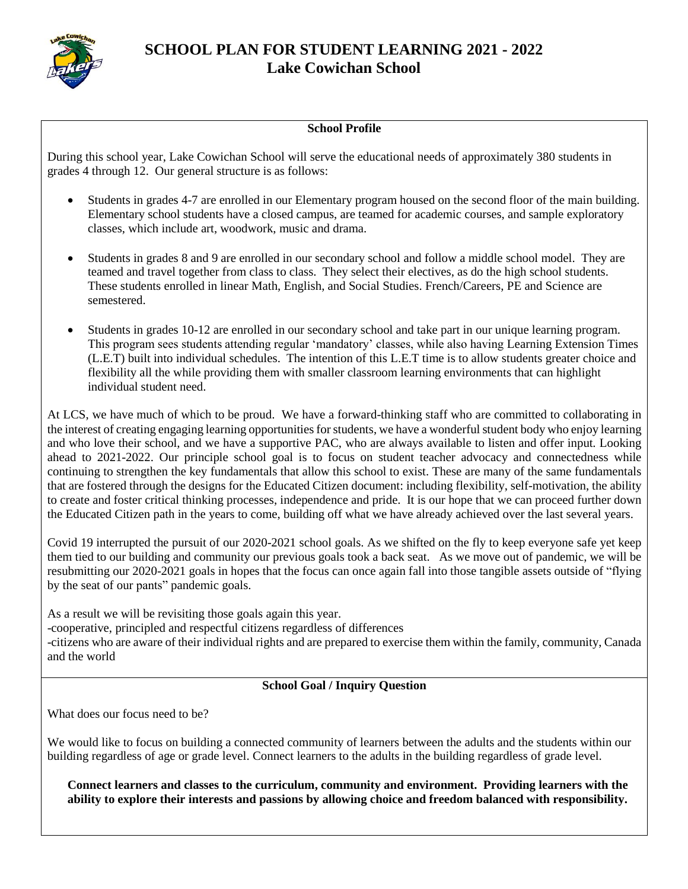# SCHOOL PLAN FOR STUDENT LEARNING 2021 - 2022
## Lake Cowichan School

### School Profile

During this school year, Lake Cowichan School will serve the educational needs of approximately 380 students in grades 4 through 12. Our general structure is as follows:

- Students in grades 4-7 are enrolled in our Elementary program housed on the second floor of the main building. Elementary school students have a closed campus, are teamed for academic courses, and sample exploratory classes, which include art, woodwork, music and drama.
- Students in grades 8 and 9 are enrolled in our secondary school and follow a middle school model. They are teamed and travel together from class to class. They select their electives, as do the high school students. These students enrolled in linear Math, English, and Social Studies. French/Careers, PE and Science are semestered.
- Students in grades 10-12 are enrolled in our secondary school and take part in our unique learning program. This program sees students attending regular 'mandatory' classes, while also having Learning Extension Times (L.E.T) built into individual schedules. The intention of this L.E.T time is to allow students greater choice and flexibility all the while providing them with smaller classroom learning environments that can highlight individual student need.

At LCS, we have much of which to be proud. We have a forward-thinking staff who are committed to collaborating in the interest of creating engaging learning opportunities for students, we have a wonderful student body who enjoy learning and who love their school, and we have a supportive PAC, who are always available to listen and offer input. Looking ahead to 2021-2022. Our principle school goal is to focus on student teacher advocacy and connectedness while continuing to strengthen the key fundamentals that allow this school to exist. These are many of the same fundamentals that are fostered through the designs for the Educated Citizen document: including flexibility, self-motivation, the ability to create and foster critical thinking processes, independence and pride. It is our hope that we can proceed further down the Educated Citizen path in the years to come, building off what we have already achieved over the last several years.

Covid 19 interrupted the pursuit of our 2020-2021 school goals. As we shifted on the fly to keep everyone safe yet keep them tied to our building and community our previous goals took a back seat. As we move out of pandemic, we will be resubmitting our 2020-2021 goals in hopes that the focus can once again fall into those tangible assets outside of "flying by the seat of our pants" pandemic goals.

As a result we will be revisiting those goals again this year.
-cooperative, principled and respectful citizens regardless of differences
-citizens who are aware of their individual rights and are prepared to exercise them within the family, community, Canada and the world

### School Goal / Inquiry Question

What does our focus need to be?

We would like to focus on building a connected community of learners between the adults and the students within our building regardless of age or grade level. Connect learners to the adults in the building regardless of grade level.

**Connect learners and classes to the curriculum, community and environment. Providing learners with the ability to explore their interests and passions by allowing choice and freedom balanced with responsibility.**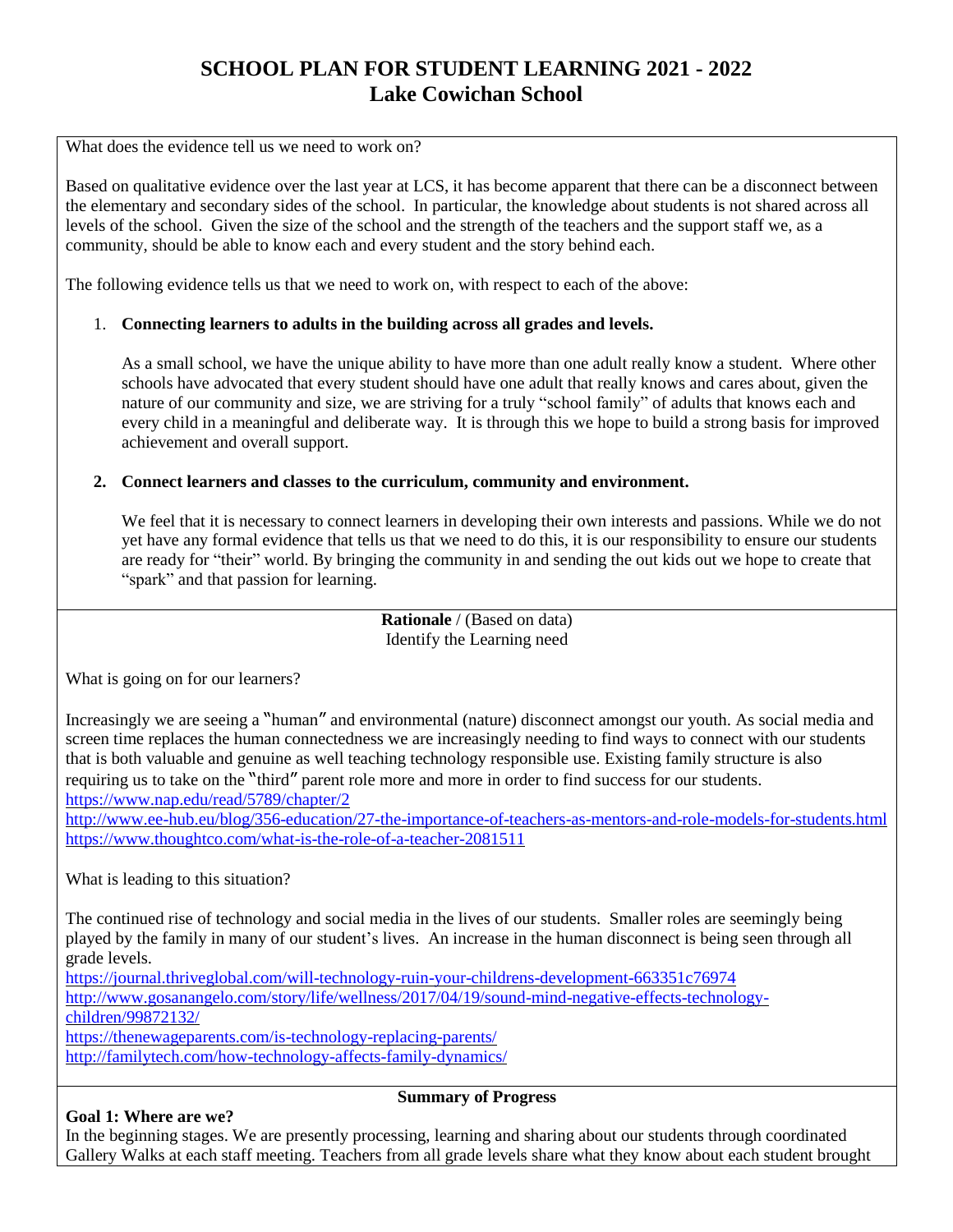# SCHOOL PLAN FOR STUDENT LEARNING 2021 - 2022
# Lake Cowichan School

What does the evidence tell us we need to work on?

Based on qualitative evidence over the last year at LCS, it has become apparent that there can be a disconnect between the elementary and secondary sides of the school. In particular, the knowledge about students is not shared across all levels of the school. Given the size of the school and the strength of the teachers and the support staff we, as a community, should be able to know each and every student and the story behind each.

The following evidence tells us that we need to work on, with respect to each of the above:

1. **Connecting learners to adults in the building across all grades and levels.**

   As a small school, we have the unique ability to have more than one adult really know a student. Where other schools have advocated that every student should have one adult that really knows and cares about, given the nature of our community and size, we are striving for a truly "school family" of adults that knows each and every child in a meaningful and deliberate way. It is through this we hope to build a strong basis for improved achievement and overall support.

2. **Connect learners and classes to the curriculum, community and environment.**

   We feel that it is necessary to connect learners in developing their own interests and passions. While we do not yet have any formal evidence that tells us that we need to do this, it is our responsibility to ensure our students are ready for "their" world. By bringing the community in and sending the out kids out we hope to create that "spark" and that passion for learning.

**Rationale** / (Based on data)
Identify the Learning need

What is going on for our learners?

Increasingly we are seeing a "human" and environmental (nature) disconnect amongst our youth. As social media and screen time replaces the human connectedness we are increasingly needing to find ways to connect with our students that is both valuable and genuine as well teaching technology responsible use. Existing family structure is also requiring us to take on the "third" parent role more and more in order to find success for our students.
https://www.nap.edu/read/5789/chapter/2
http://www.ee-hub.eu/blog/356-education/27-the-importance-of-teachers-as-mentors-and-role-models-for-students.html
https://www.thoughtco.com/what-is-the-role-of-a-teacher-2081511

What is leading to this situation?

The continued rise of technology and social media in the lives of our students. Smaller roles are seemingly being played by the family in many of our student's lives. An increase in the human disconnect is being seen through all grade levels.
https://journal.thriveglobal.com/will-technology-ruin-your-childrens-development-663351c76974
http://www.gosanangelo.com/story/life/wellness/2017/04/19/sound-mind-negative-effects-technology-children/99872132/
https://thenewageparents.com/is-technology-replacing-parents/
http://familytech.com/how-technology-affects-family-dynamics/

**Summary of Progress**

**Goal 1: Where are we?**

In the beginning stages. We are presently processing, learning and sharing about our students through coordinated Gallery Walks at each staff meeting. Teachers from all grade levels share what they know about each student brought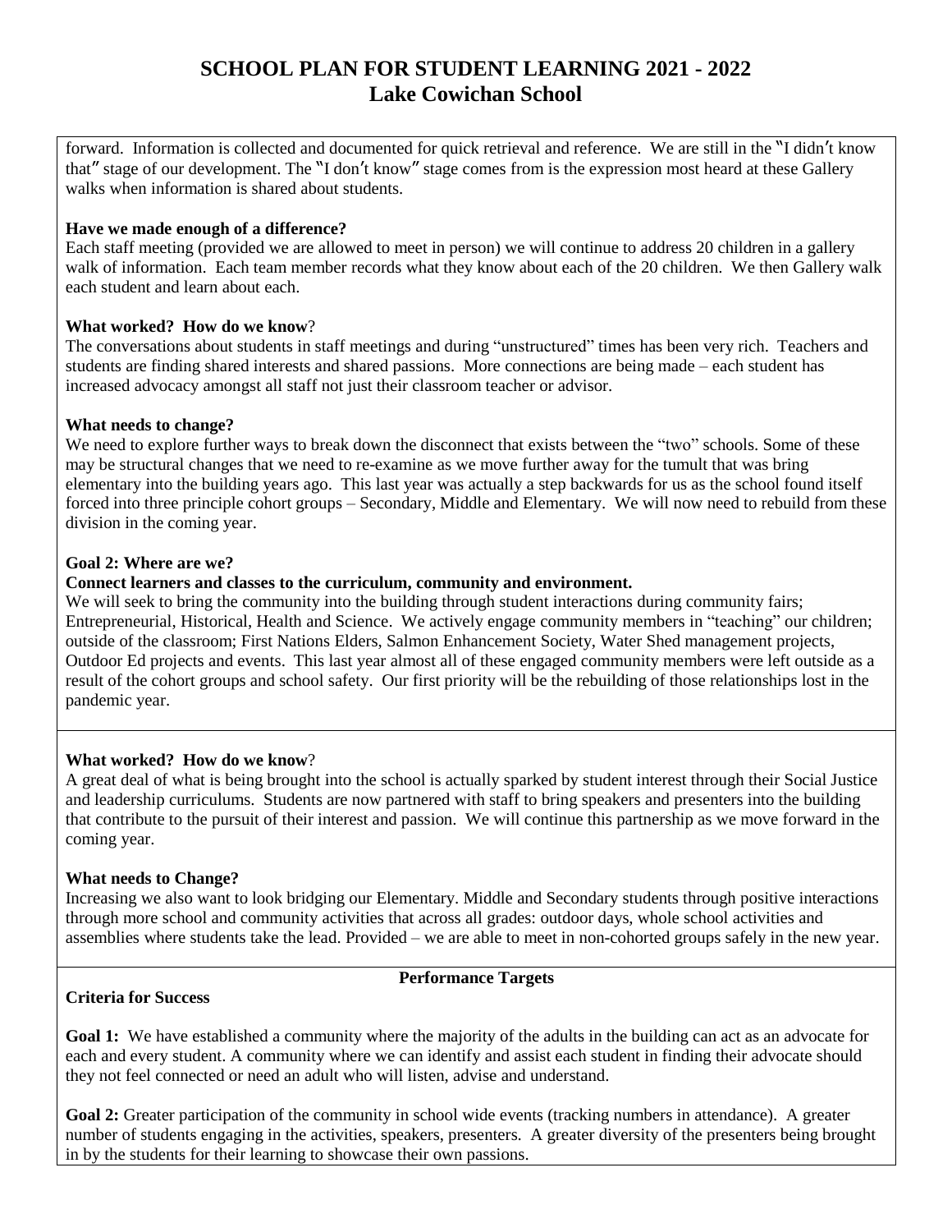# SCHOOL PLAN FOR STUDENT LEARNING 2021 - 2022
## Lake Cowichan School

forward. Information is collected and documented for quick retrieval and reference. We are still in the "I didn't know that" stage of our development. The "I don't know" stage comes from is the expression most heard at these Gallery walks when information is shared about students.

**Have we made enough of a difference?**
Each staff meeting (provided we are allowed to meet in person) we will continue to address 20 children in a gallery walk of information. Each team member records what they know about each of the 20 children. We then Gallery walk each student and learn about each.

**What worked? How do we know**?
The conversations about students in staff meetings and during "unstructured" times has been very rich. Teachers and students are finding shared interests and shared passions. More connections are being made – each student has increased advocacy amongst all staff not just their classroom teacher or advisor.

**What needs to change?**
We need to explore further ways to break down the disconnect that exists between the "two" schools. Some of these may be structural changes that we need to re-examine as we move further away for the tumult that was bring elementary into the building years ago. This last year was actually a step backwards for us as the school found itself forced into three principle cohort groups – Secondary, Middle and Elementary. We will now need to rebuild from these division in the coming year.

**Goal 2: Where are we?**
**Connect learners and classes to the curriculum, community and environment.**
We will seek to bring the community into the building through student interactions during community fairs; Entrepreneurial, Historical, Health and Science. We actively engage community members in "teaching" our children; outside of the classroom; First Nations Elders, Salmon Enhancement Society, Water Shed management projects, Outdoor Ed projects and events. This last year almost all of these engaged community members were left outside as a result of the cohort groups and school safety. Our first priority will be the rebuilding of those relationships lost in the pandemic year.

**What worked? How do we know**?
A great deal of what is being brought into the school is actually sparked by student interest through their Social Justice and leadership curriculums. Students are now partnered with staff to bring speakers and presenters into the building that contribute to the pursuit of their interest and passion. We will continue this partnership as we move forward in the coming year.

**What needs to Change?**
Increasing we also want to look bridging our Elementary. Middle and Secondary students through positive interactions through more school and community activities that across all grades: outdoor days, whole school activities and assemblies where students take the lead. Provided – we are able to meet in non-cohorted groups safely in the new year.

**Performance Targets**

**Criteria for Success**

**Goal 1:** We have established a community where the majority of the adults in the building can act as an advocate for each and every student. A community where we can identify and assist each student in finding their advocate should they not feel connected or need an adult who will listen, advise and understand.

**Goal 2:** Greater participation of the community in school wide events (tracking numbers in attendance). A greater number of students engaging in the activities, speakers, presenters. A greater diversity of the presenters being brought in by the students for their learning to showcase their own passions.